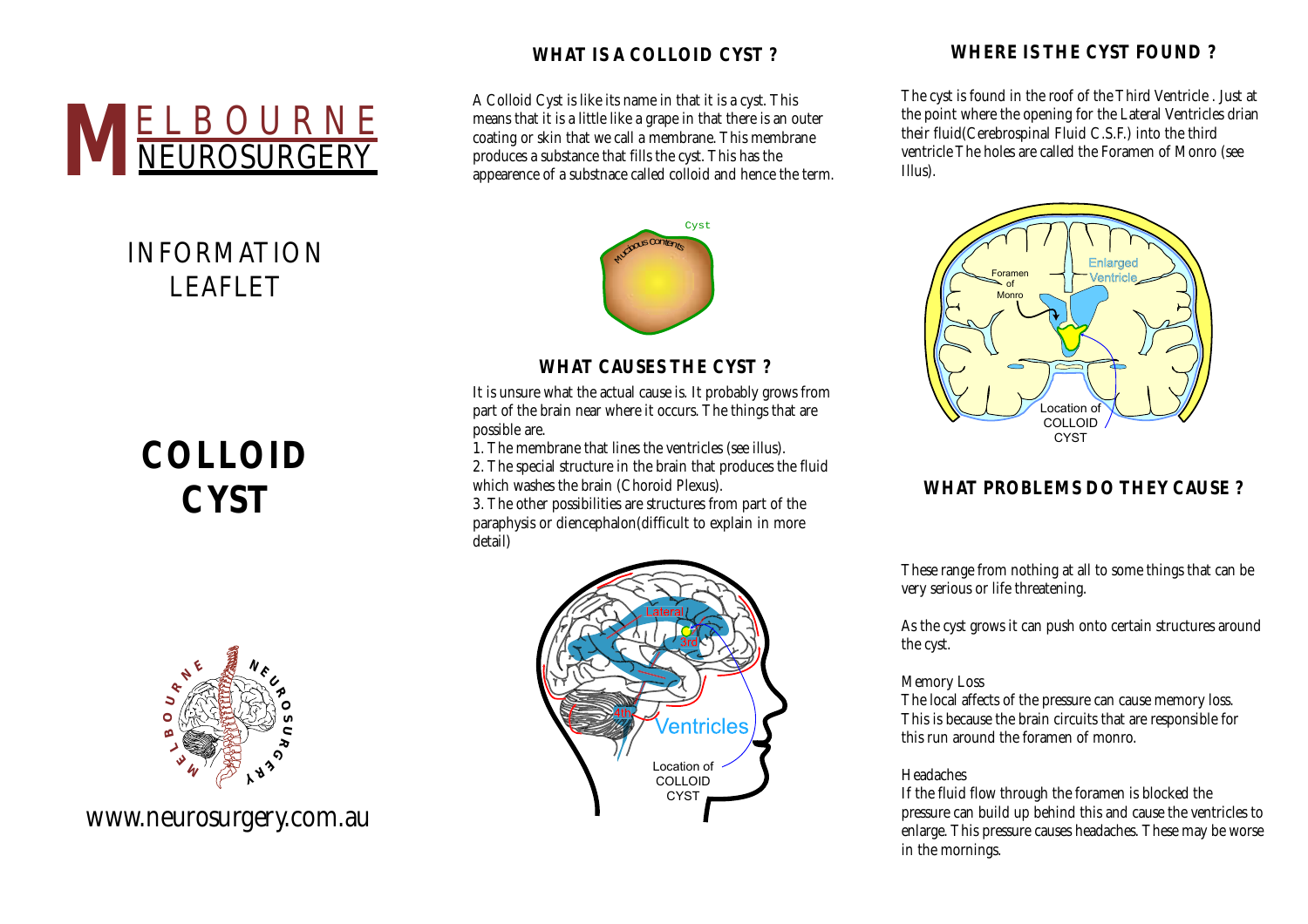MELBOURNE NEUROSURGERY

INFORMATION LEAFLET

# COLLOID CYST

www.neurosurgery.com.au

## WHAT IS A COLLOID CYST ?

A Colloid Cyst is like its name in that it is a cyst. This means that it is a little like a grape in that there is an outer coating or skin that we call a membrane. This membrane produces a substance that fills the cyst. This has the appearence of a substnace called colloid and hence the term.

## WHAT CAUSES THE CYST ?

It is unsure what the actual cause is. It probably grows from part of the brain near where it occurs. The things that are possible are.

1. The membrane that lines the ventricles (see illus).
2. The special structure in the brain that produces the fluid which washes the brain (Choroid Plexus).
3. The other possibilities are structures from part of the paraphysis or diencephalon(difficult to explain in more detail)

## WHERE IS THE CYST FOUND ?

The cyst is found in the roof of the Third Ventricle . Just at the point where the opening for the Lateral Ventricles drian their fluid(Cerebrospinal Fluid C.S.F.) into the third ventricle The holes are called the Foramen of Monro (see Illus).

## WHAT PROBLEMS DO THEY CAUSE ?

These range from nothing at all to some things that can be very serious or life threatening.

As the cyst grows it can push onto certain structures around the cyst.

Memory Loss
The local affects of the pressure can cause memory loss. This is because the brain circuits that are responsible for this run around the foramen of monro.

Headaches
If the fluid flow through the foramen is blocked the pressure can build up behind this and cause the ventricles to enlarge. This pressure causes headaches. These may be worse in the mornings.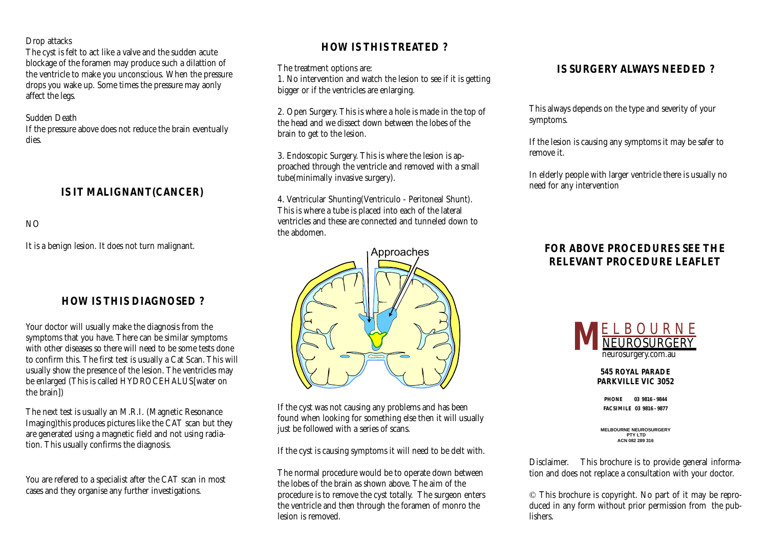Drop attacks

The cyst is felt to act like a valve and the sudden acute blockage of the foramen may produce such a dilattion of the ventricle to make you unconscious. When the pressure drops you wake up. Some times the pressure may aonly affect the legs.

Sudden Death

If the pressure above does not reduce the brain eventually dies.

## IS IT MALIGNANT(CANCER)

NO

It is a benign lesion. It does not turn malignant.

## HOW IS THIS DIAGNOSED ?

Your doctor will usually make the diagnosis from the symptoms that you have. There can be similar symptoms with other diseases so there will need to be some tests done to confirm this. The first test is usually a Cat Scan. This will usually show the presence of the lesion. The ventricles may be enlarged (This is called HYDROCEHALUS[water on the brain])

The next test is usually an M.R.I. (Magnetic Resonance Imaging)this produces pictures like the CAT scan but they are generated using a magnetic field and not using radiation. This usually confirms the diagnosis.

You are refered to a specialist after the CAT scan in most cases and they organise any further investigations.

## HOW IS THIS TREATED ?

The treatment options are:

1. No intervention and watch the lesion to see if it is getting bigger or if the ventricles are enlarging.

2. Open Surgery. This is where a hole is made in the top of the head and we dissect down between the lobes of the brain to get to the lesion.

3. Endoscopic Surgery. This is where the lesion is approached through the ventricle and removed with a small tube(minimally invasive surgery).

4. Ventricular Shunting(Ventriculo - Peritoneal Shunt). This is where a tube is placed into each of the lateral ventricles and these are connected and tunneled down to the abdomen.

Approaches

If the cyst was not causing any problems and has been found when looking for something else then it will usually just be followed with a series of scans.

If the cyst is causing symptoms it will need to be delt with.

The normal procedure would be to operate down between the lobes of the brain as shown above. The aim of the procedure is to remove the cyst totally. The surgeon enters the ventricle and then through the foramen of monro the lesion is removed.

## IS SURGERY ALWAYS NEEDED ?

This always depends on the type and severity of your symptoms.

If the lesion is causing any symptoms it may be safer to remove it.

In elderly people with larger ventricle there is usually no need for any intervention

## FOR ABOVE PROCEDURES SEE THE RELEVANT PROCEDURE LEAFLET

MELBOURNE NEUROSURGERY
neurosurgery.com.au

**545 ROYAL PARADE**
**PARKVILLE VIC 3052**

PHONE 03 9816 - 9844
FACSIMILE 03 9816 - 9877

MELBOURNE NEUROSURGERY PTY LTD
ACN 082 289 316

Disclaimer. This brochure is to provide general information and does not replace a consultation with your doctor.

© This brochure is copyright. No part of it may be reproduced in any form without prior permission from the publishers.